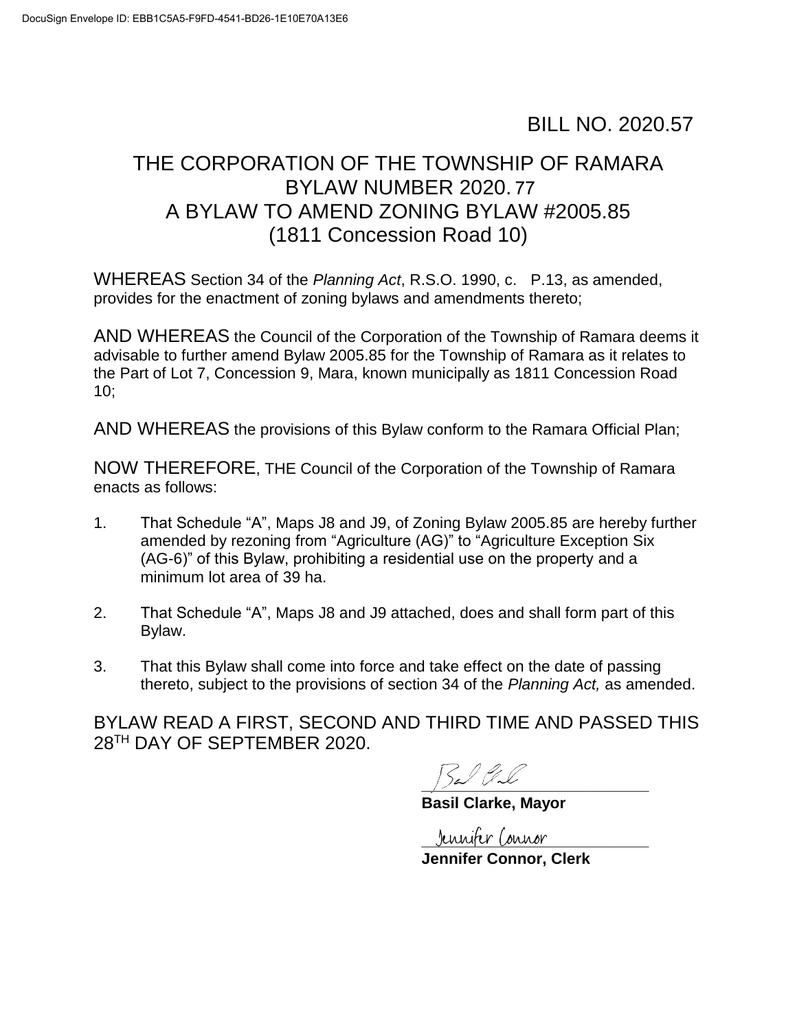BILL NO. 2020.57

# THE CORPORATION OF THE TOWNSHIP OF RAMARA
# BYLAW NUMBER 2020.77
# A BYLAW TO AMEND ZONING BYLAW #2005.85
# (1811 Concession Road 10)

WHEREAS Section 34 of the *Planning Act*, R.S.O. 1990, c. P.13, as amended, provides for the enactment of zoning bylaws and amendments thereto;

AND WHEREAS the Council of the Corporation of the Township of Ramara deems it advisable to further amend Bylaw 2005.85 for the Township of Ramara as it relates to the Part of Lot 7, Concession 9, Mara, known municipally as 1811 Concession Road 10;

AND WHEREAS the provisions of this Bylaw conform to the Ramara Official Plan;

NOW THEREFORE, THE Council of the Corporation of the Township of Ramara enacts as follows:

1. That Schedule "A", Maps J8 and J9, of Zoning Bylaw 2005.85 are hereby further amended by rezoning from "Agriculture (AG)" to "Agriculture Exception Six (AG-6)" of this Bylaw, prohibiting a residential use on the property and a minimum lot area of 39 ha.

2. That Schedule "A", Maps J8 and J9 attached, does and shall form part of this Bylaw.

3. That this Bylaw shall come into force and take effect on the date of passing thereto, subject to the provisions of section 34 of the *Planning Act,* as amended.

BYLAW READ A FIRST, SECOND AND THIRD TIME AND PASSED THIS 28TH DAY OF SEPTEMBER 2020.

**Basil Clarke, Mayor**

**Jennifer Connor, Clerk**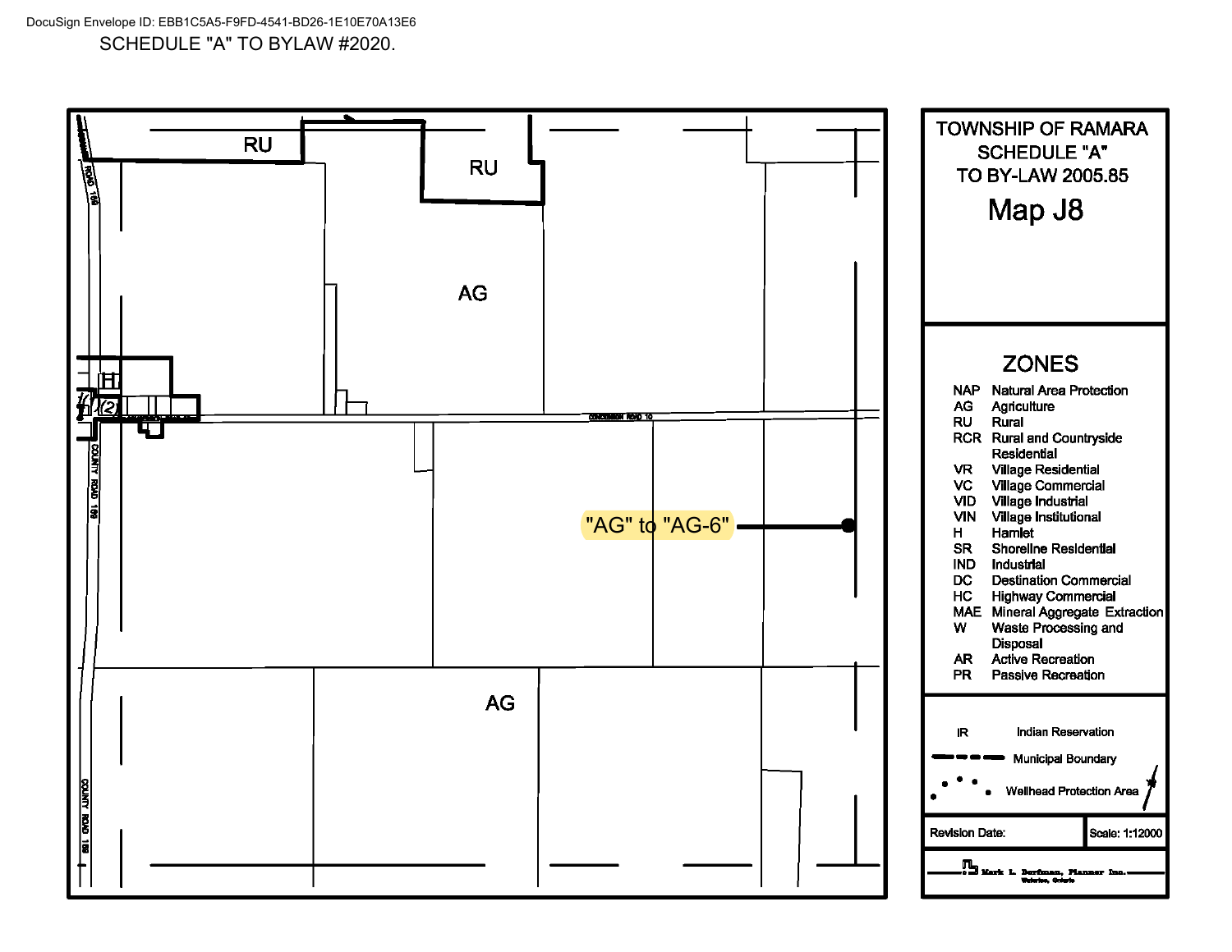DocuSign Envelope ID: EBB1C5A5-F9FD-4541-BD26-1E10E70A13E6

SCHEDULE "A" TO BYLAW #2020.

RU

RU

AG

"AG" to "AG-6"

AG

COUNTY ROAD 169

CONCESSION ROAD 10

## TOWNSHIP OF RAMARA
## SCHEDULE "A"
## TO BY-LAW 2005.85

# Map J8

## ZONES

| | |
|---|---|
| NAP | Natural Area Protection |
| AG | Agriculture |
| RU | Rural |
| RCR | Rural and Countryside Residential |
| VR | Village Residential |
| VC | Village Commercial |
| VID | Village Industrial |
| VIN | Village Institutional |
| H | Hamlet |
| SR | Shoreline Residential |
| IND | Industrial |
| DC | Destination Commercial |
| HC | Highway Commercial |
| MAE | Mineral Aggregate Extraction |
| W | Waste Processing and Disposal |
| AR | Active Recreation |
| PR | Passive Recreation |

IR — Indian Reservation

Municipal Boundary

Wellhead Protection Area

Revision Date:

Scale: 1:12000

Mark L. Dorfman, Planner Inc.
Waterloo, Ontario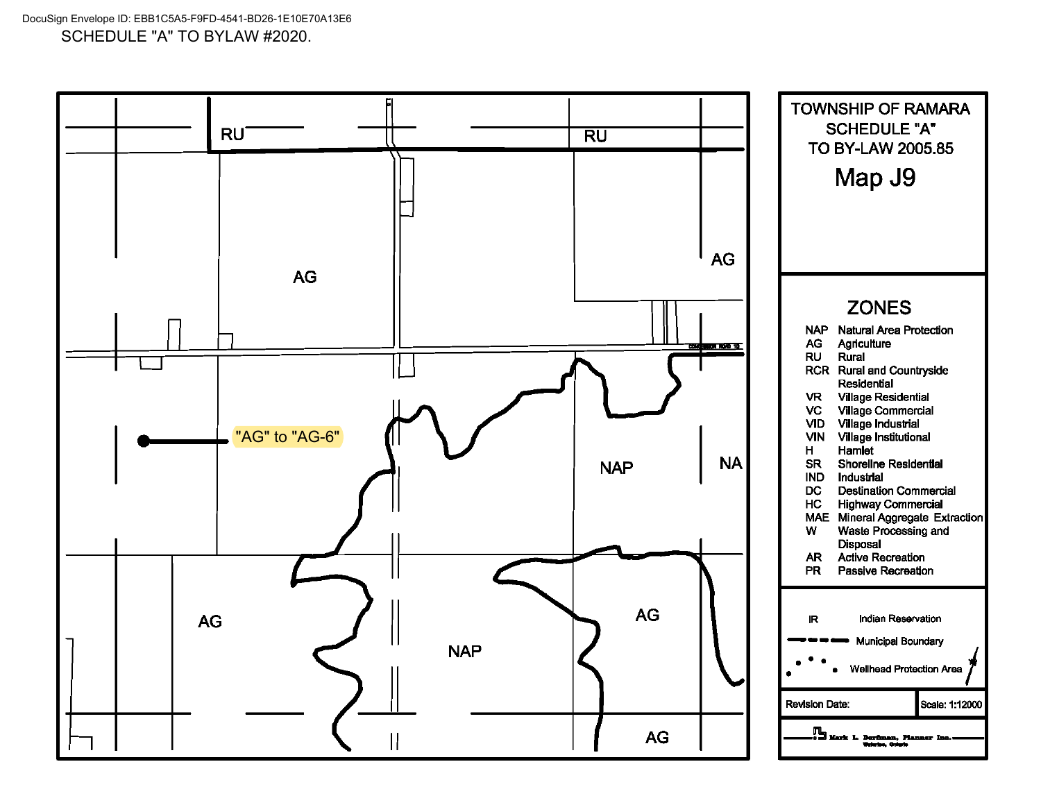SCHEDULE "A" TO BYLAW #2020.

RU

RU

AG

AG

"AG" to "AG-6"

NAP

NA

AG

AG

NAP

AG

# TOWNSHIP OF RAMARA
## SCHEDULE "A"
## TO BY-LAW 2005.85

# Map J9

## ZONES

NAP Natural Area Protection
AG Agriculture
RU Rural
RCR Rural and Countryside Residential
VR Village Residential
VC Village Commercial
VID Village Industrial
VIN Village Institutional
H Hamlet
SR Shoreline Residential
IND Industrial
DC Destination Commercial
HC Highway Commercial
MAE Mineral Aggregate Extraction
W Waste Processing and Disposal
AR Active Recreation
PR Passive Recreation

IR Indian Reservation
Municipal Boundary
Wellhead Protection Area

Revision Date:

Scale: 1:12000

Mark L. Dorfman, Planner Inc.